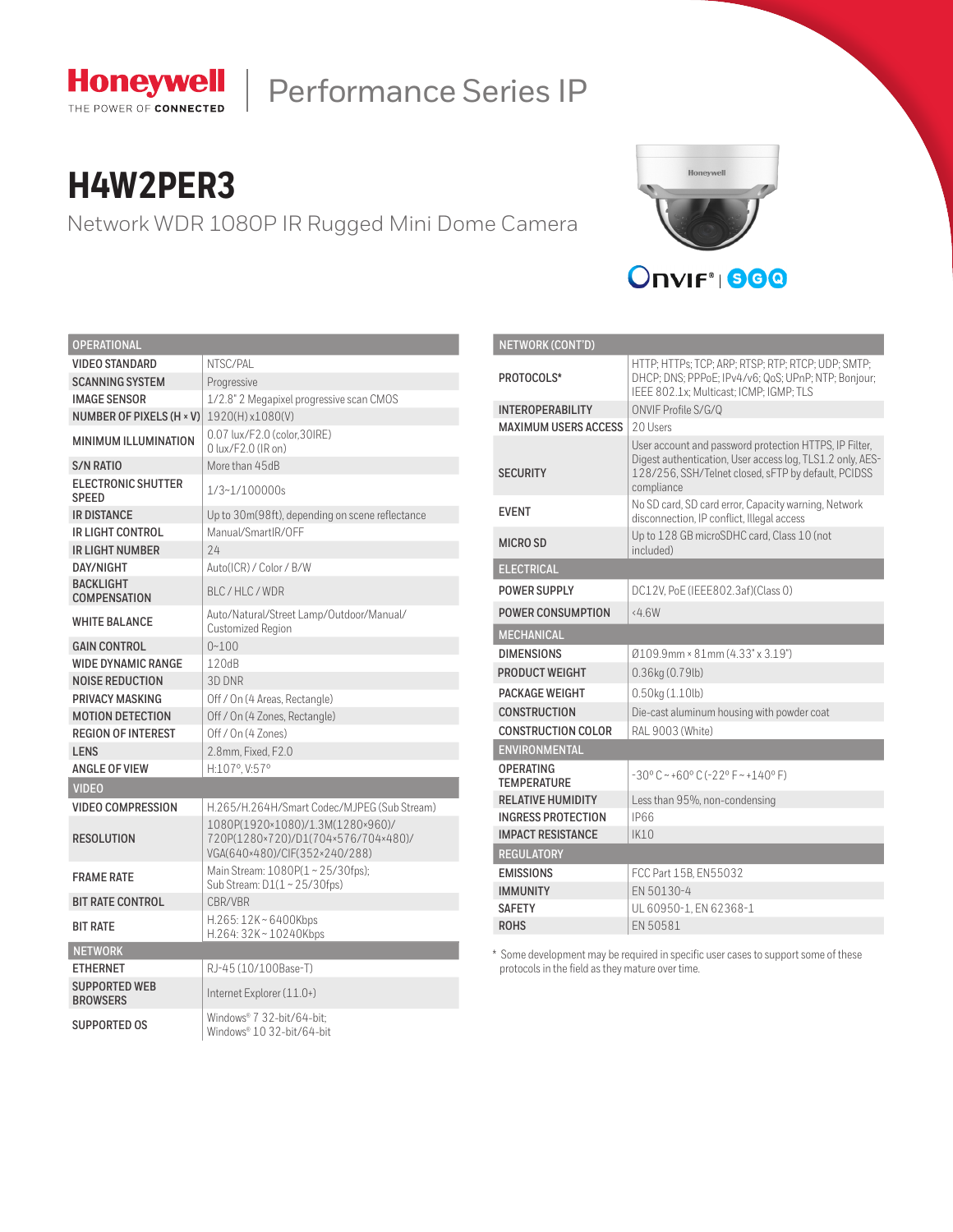**Honeywell**
THE POWER OF **CONNECTED**

Performance Series IP

# H4W2PER3

Network WDR 1080P IR Rugged Mini Dome Camera

| OPERATIONAL | |
|---|---|
| VIDEO STANDARD | NTSC/PAL |
| SCANNING SYSTEM | Progressive |
| IMAGE SENSOR | 1/2.8" 2 Megapixel progressive scan CMOS |
| NUMBER OF PIXELS (H × V) | 1920(H)x1080(V) |
| MINIMUM ILLUMINATION | 0.07 lux/F2.0 (color,30IRE)<br>0 lux/F2.0 (IR on) |
| S/N RATIO | More than 45dB |
| ELECTRONIC SHUTTER SPEED | 1/3~1/100000s |
| IR DISTANCE | Up to 30m(98ft), depending on scene reflectance |
| IR LIGHT CONTROL | Manual/SmartIR/OFF |
| IR LIGHT NUMBER | 24 |
| DAY/NIGHT | Auto(ICR) / Color / B/W |
| BACKLIGHT COMPENSATION | BLC / HLC / WDR |
| WHITE BALANCE | Auto/Natural/Street Lamp/Outdoor/Manual/ Customized Region |
| GAIN CONTROL | 0~100 |
| WIDE DYNAMIC RANGE | 120dB |
| NOISE REDUCTION | 3D DNR |
| PRIVACY MASKING | Off / On (4 Areas, Rectangle) |
| MOTION DETECTION | Off / On (4 Zones, Rectangle) |
| REGION OF INTEREST | Off / On (4 Zones) |
| LENS | 2.8mm, Fixed, F2.0 |
| ANGLE OF VIEW | H:107°, V:57° |
| **VIDEO** | |
| VIDEO COMPRESSION | H.265/H.264H/Smart Codec/MJPEG (Sub Stream) |
| RESOLUTION | 1080P(1920×1080)/1.3M(1280×960)/ 720P(1280×720)/D1(704×576/704×480)/ VGA(640×480)/CIF(352×240/288) |
| FRAME RATE | Main Stream: 1080P(1 ~ 25/30fps);<br>Sub Stream: D1(1 ~ 25/30fps) |
| BIT RATE CONTROL | CBR/VBR |
| BIT RATE | H.265: 12K ~ 6400Kbps<br>H.264: 32K ~ 10240Kbps |
| **NETWORK** | |
| ETHERNET | RJ-45 (10/100Base-T) |
| SUPPORTED WEB BROWSERS | Internet Explorer (11.0+) |
| SUPPORTED OS | Windows® 7 32-bit/64-bit;<br>Windows® 10 32-bit/64-bit |

| NETWORK (CONT'D) | |
|---|---|
| PROTOCOLS* | HTTP; HTTPs; TCP; ARP; RTSP; RTP; RTCP; UDP; SMTP; DHCP; DNS; PPPoE; IPv4/v6; QoS; UPnP; NTP; Bonjour; IEEE 802.1x; Multicast; ICMP; IGMP; TLS |
| INTEROPERABILITY | ONVIF Profile S/G/Q |
| MAXIMUM USERS ACCESS | 20 Users |
| SECURITY | User account and password protection HTTPS, IP Filter, Digest authentication, User access log, TLS1.2 only, AES-128/256, SSH/Telnet closed, sFTP by default, PCIDSS compliance |
| EVENT | No SD card, SD card error, Capacity warning, Network disconnection, IP conflict, Illegal access |
| MICRO SD | Up to 128 GB microSDHC card, Class 10 (not included) |
| **ELECTRICAL** | |
| POWER SUPPLY | DC12V, PoE (IEEE802.3af)(Class 0) |
| POWER CONSUMPTION | <4.6W |
| **MECHANICAL** | |
| DIMENSIONS | Ø109.9mm × 81mm (4.33" x 3.19") |
| PRODUCT WEIGHT | 0.36kg (0.79lb) |
| PACKAGE WEIGHT | 0.50kg (1.10lb) |
| CONSTRUCTION | Die-cast aluminum housing with powder coat |
| CONSTRUCTION COLOR | RAL 9003 (White) |
| **ENVIRONMENTAL** | |
| OPERATING TEMPERATURE | -30° C ~ +60° C (-22° F ~ +140° F) |
| RELATIVE HUMIDITY | Less than 95%, non-condensing |
| INGRESS PROTECTION | IP66 |
| IMPACT RESISTANCE | IK10 |
| **REGULATORY** | |
| EMISSIONS | FCC Part 15B, EN55032 |
| IMMUNITY | EN 50130-4 |
| SAFETY | UL 60950-1, EN 62368-1 |
| ROHS | EN 50581 |

* Some development may be required in specific user cases to support some of these protocols in the field as they mature over time.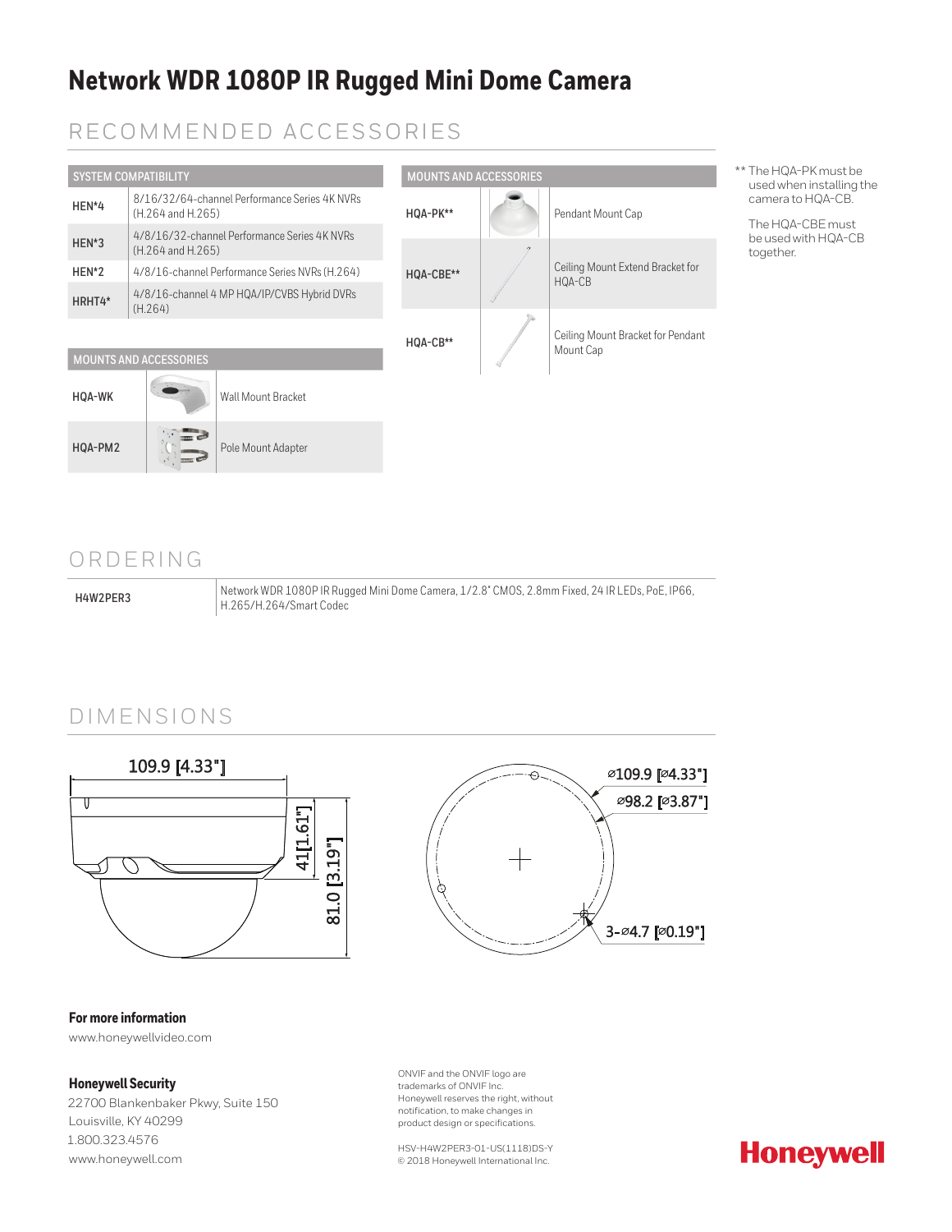# Network WDR 1080P IR Rugged Mini Dome Camera

## RECOMMENDED ACCESSORIES

| SYSTEM COMPATIBILITY | |
|---|---|
| HEN*4 | 8/16/32/64-channel Performance Series 4K NVRs (H.264 and H.265) |
| HEN*3 | 4/8/16/32-channel Performance Series 4K NVRs (H.264 and H.265) |
| HEN*2 | 4/8/16-channel Performance Series NVRs (H.264) |
| HRHT4* | 4/8/16-channel 4 MP HQA/IP/CVBS Hybrid DVRs (H.264) |

| MOUNTS AND ACCESSORIES | | |
|---|---|---|
| HQA-WK | | Wall Mount Bracket |
| HQA-PM2 | | Pole Mount Adapter |
| HQA-PK** | | Pendant Mount Cap |
| HQA-CBE** | | Ceiling Mount Extend Bracket for HQA-CB |
| HQA-CB** | | Ceiling Mount Bracket for Pendant Mount Cap |

** The HQA-PK must be used when installing the camera to HQA-CB.

The HQA-CBE must be used with HQA-CB together.

## ORDERING

| | |
|---|---|
| H4W2PER3 | Network WDR 1080P IR Rugged Mini Dome Camera, 1/2.8" CMOS, 2.8mm Fixed, 24 IR LEDs, PoE, IP66, H.265/H.264/Smart Codec |

## DIMENSIONS

109.9 [4.33"]

41[1.61"]

81.0 [3.19"]

⌀109.9 [⌀4.33"]

⌀98.2 [⌀3.87"]

3-⌀4.7 [⌀0.19"]

**For more information**

www.honeywellvideo.com

**Honeywell Security**

22700 Blankenbaker Pkwy, Suite 150
Louisville, KY 40299
1.800.323.4576
www.honeywell.com

ONVIF and the ONVIF logo are trademarks of ONVIF Inc.
Honeywell reserves the right, without notification, to make changes in product design or specifications.

HSV-H4W2PER3-01-US(1118)DS-Y
© 2018 Honeywell International Inc.

Honeywell